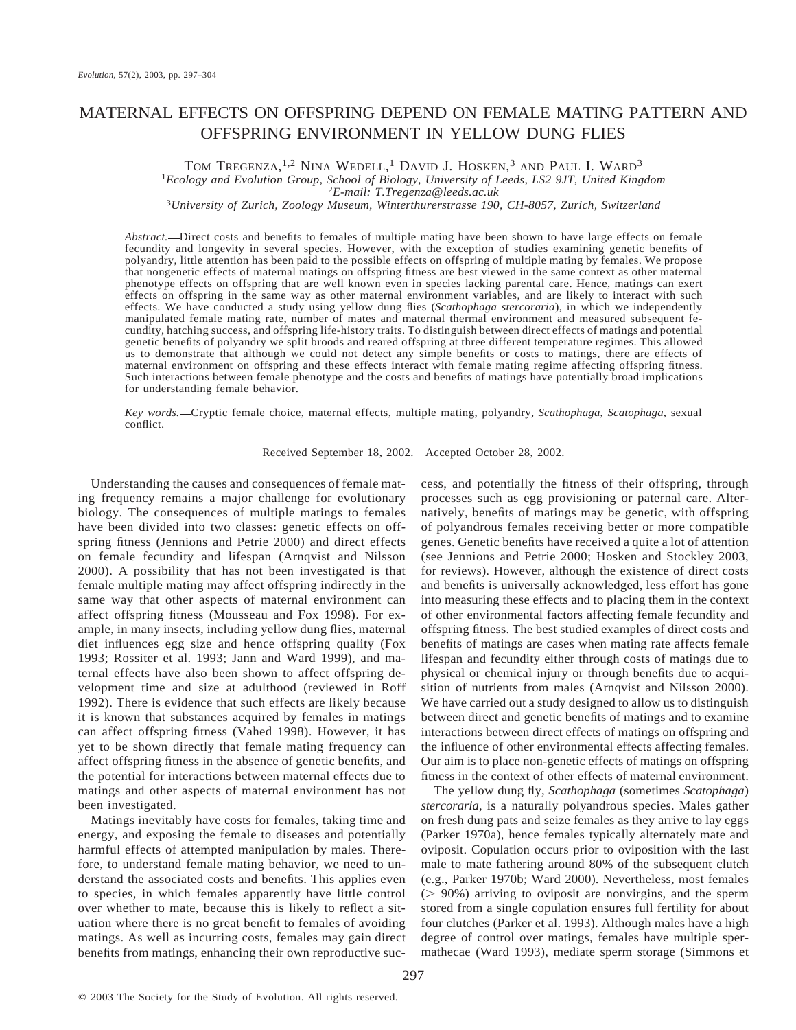# MATERNAL EFFECTS ON OFFSPRING DEPEND ON FEMALE MATING PATTERN AND OFFSPRING ENVIRONMENT IN YELLOW DUNG FLIES

Tom Tregenza,[1,2] Nina Wedell,[1] David J. Hosken,[3] and Paul I. Ward[3]

[1] *Ecology and Evolution Group, School of Biology, University of Leeds, LS2 9JT, United Kingdom*

[2] *E-mail: T.Tregenza@leeds.ac.uk*

[3] *University of Zurich, Zoology Museum, Winterthurerstrasse 190, CH-8057, Zurich, Switzerland*

*Abstract.*—Direct costs and benefits to females of multiple mating have been shown to have large effects on female fecundity and longevity in several species. However, with the exception of studies examining genetic benefits of polyandry, little attention has been paid to the possible effects on offspring of multiple mating by females. We propose that nongenetic effects of maternal matings on offspring fitness are best viewed in the same context as other maternal phenotype effects on offspring that are well known even in species lacking parental care. Hence, matings can exert effects on offspring in the same way as other maternal environment variables, and are likely to interact with such effects. We have conducted a study using yellow dung flies (*Scathophaga stercoraria*), in which we independently manipulated female mating rate, number of mates and maternal thermal environment and measured subsequent fecundity, hatching success, and offspring life-history traits. To distinguish between direct effects of matings and potential genetic benefits of polyandry we split broods and reared offspring at three different temperature regimes. This allowed us to demonstrate that although we could not detect any simple benefits or costs to matings, there are effects of maternal environment on offspring and these effects interact with female mating regime affecting offspring fitness. Such interactions between female phenotype and the costs and benefits of matings have potentially broad implications for understanding female behavior.

*Key words.*—Cryptic female choice, maternal effects, multiple mating, polyandry, *Scathophaga*, *Scatophaga*, sexual conflict.

Received September 18, 2002. Accepted October 28, 2002.

Understanding the causes and consequences of female mating frequency remains a major challenge for evolutionary biology. The consequences of multiple matings to females have been divided into two classes: genetic effects on offspring fitness (Jennions and Petrie 2000) and direct effects on female fecundity and lifespan (Arnqvist and Nilsson 2000). A possibility that has not been investigated is that female multiple mating may affect offspring indirectly in the same way that other aspects of maternal environment can affect offspring fitness (Mousseau and Fox 1998). For example, in many insects, including yellow dung flies, maternal diet influences egg size and hence offspring quality (Fox 1993; Rossiter et al. 1993; Jann and Ward 1999), and maternal effects have also been shown to affect offspring development time and size at adulthood (reviewed in Roff 1992). There is evidence that such effects are likely because it is known that substances acquired by females in matings can affect offspring fitness (Vahed 1998). However, it has yet to be shown directly that female mating frequency can affect offspring fitness in the absence of genetic benefits, and the potential for interactions between maternal effects due to matings and other aspects of maternal environment has not been investigated.

Matings inevitably have costs for females, taking time and energy, and exposing the female to diseases and potentially harmful effects of attempted manipulation by males. Therefore, to understand female mating behavior, we need to understand the associated costs and benefits. This applies even to species, in which females apparently have little control over whether to mate, because this is likely to reflect a situation where there is no great benefit to females of avoiding matings. As well as incurring costs, females may gain direct benefits from matings, enhancing their own reproductive success, and potentially the fitness of their offspring, through processes such as egg provisioning or paternal care. Alternatively, benefits of matings may be genetic, with offspring of polyandrous females receiving better or more compatible genes. Genetic benefits have received a quite a lot of attention (see Jennions and Petrie 2000; Hosken and Stockley 2003, for reviews). However, although the existence of direct costs and benefits is universally acknowledged, less effort has gone into measuring these effects and to placing them in the context of other environmental factors affecting female fecundity and offspring fitness. The best studied examples of direct costs and benefits of matings are cases when mating rate affects female lifespan and fecundity either through costs of matings due to physical or chemical injury or through benefits due to acquisition of nutrients from males (Arnqvist and Nilsson 2000). We have carried out a study designed to allow us to distinguish between direct and genetic benefits of matings and to examine interactions between direct effects of matings on offspring and the influence of other environmental effects affecting females. Our aim is to place non-genetic effects of matings on offspring fitness in the context of other effects of maternal environment.

The yellow dung fly, *Scathophaga* (sometimes *Scatophaga*) *stercoraria*, is a naturally polyandrous species. Males gather on fresh dung pats and seize females as they arrive to lay eggs (Parker 1970a), hence females typically alternately mate and oviposit. Copulation occurs prior to oviposition with the last male to mate fathering around 80% of the subsequent clutch (e.g., Parker 1970b; Ward 2000). Nevertheless, most females (> 90%) arriving to oviposit are nonvirgins, and the sperm stored from a single copulation ensures full fertility for about four clutches (Parker et al. 1993). Although males have a high degree of control over matings, females have multiple spermathecae (Ward 1993), mediate sperm storage (Simmons et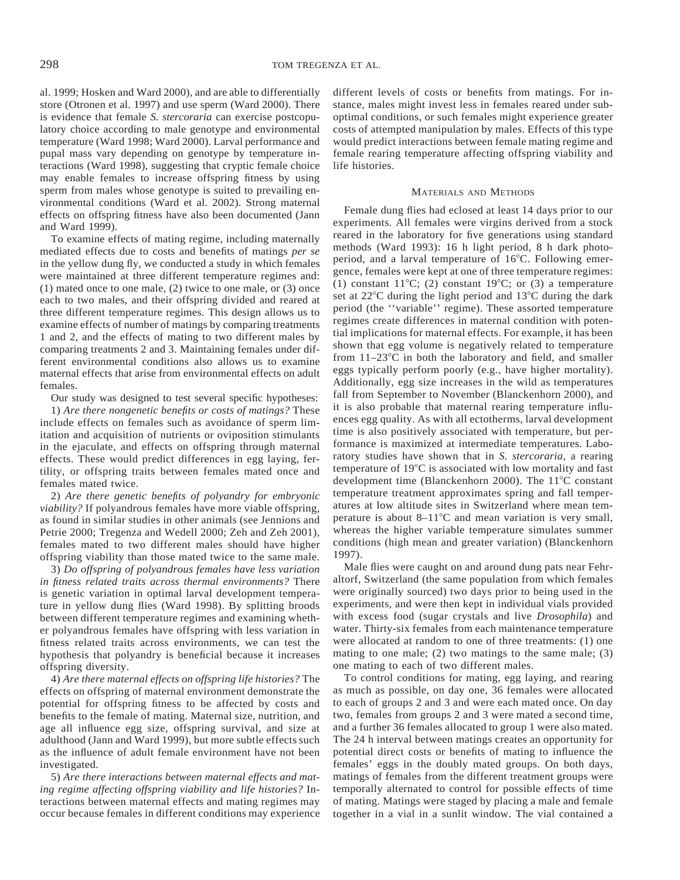al. 1999; Hosken and Ward 2000), and are able to differentially store (Otronen et al. 1997) and use sperm (Ward 2000). There is evidence that female *S. stercoraria* can exercise postcopulatory choice according to male genotype and environmental temperature (Ward 1998; Ward 2000). Larval performance and pupal mass vary depending on genotype by temperature interactions (Ward 1998), suggesting that cryptic female choice may enable females to increase offspring fitness by using sperm from males whose genotype is suited to prevailing environmental conditions (Ward et al. 2002). Strong maternal effects on offspring fitness have also been documented (Jann and Ward 1999).

To examine effects of mating regime, including maternally mediated effects due to costs and benefits of matings *per se* in the yellow dung fly, we conducted a study in which females were maintained at three different temperature regimes and: (1) mated once to one male, (2) twice to one male, or (3) once each to two males, and their offspring divided and reared at three different temperature regimes. This design allows us to examine effects of number of matings by comparing treatments 1 and 2, and the effects of mating to two different males by comparing treatments 2 and 3. Maintaining females under different environmental conditions also allows us to examine maternal effects that arise from environmental effects on adult females.

Our study was designed to test several specific hypotheses:

1) *Are there nongenetic benefits or costs of matings?* These include effects on females such as avoidance of sperm limitation and acquisition of nutrients or oviposition stimulants in the ejaculate, and effects on offspring through maternal effects. These would predict differences in egg laying, fertility, or offspring traits between females mated once and females mated twice.

2) *Are there genetic benefits of polyandry for embryonic viability?* If polyandrous females have more viable offspring, as found in similar studies in other animals (see Jennions and Petrie 2000; Tregenza and Wedell 2000; Zeh and Zeh 2001), females mated to two different males should have higher offspring viability than those mated twice to the same male.

3) *Do offspring of polyandrous females have less variation in fitness related traits across thermal environments?* There is genetic variation in optimal larval development temperature in yellow dung flies (Ward 1998). By splitting broods between different temperature regimes and examining whether polyandrous females have offspring with less variation in fitness related traits across environments, we can test the hypothesis that polyandry is beneficial because it increases offspring diversity.

4) *Are there maternal effects on offspring life histories?* The effects on offspring of maternal environment demonstrate the potential for offspring fitness to be affected by costs and benefits to the female of mating. Maternal size, nutrition, and age all influence egg size, offspring survival, and size at adulthood (Jann and Ward 1999), but more subtle effects such as the influence of adult female environment have not been investigated.

5) *Are there interactions between maternal effects and mating regime affecting offspring viability and life histories?* Interactions between maternal effects and mating regimes may occur because females in different conditions may experience different levels of costs or benefits from matings. For instance, males might invest less in females reared under suboptimal conditions, or such females might experience greater costs of attempted manipulation by males. Effects of this type would predict interactions between female mating regime and female rearing temperature affecting offspring viability and life histories.

## Materials and Methods

Female dung flies had eclosed at least 14 days prior to our experiments. All females were virgins derived from a stock reared in the laboratory for five generations using standard methods (Ward 1993): 16 h light period, 8 h dark photoperiod, and a larval temperature of 16°C. Following emergence, females were kept at one of three temperature regimes: (1) constant 11°C; (2) constant 19°C; or (3) a temperature set at 22°C during the light period and 13°C during the dark period (the ''variable'' regime). These assorted temperature regimes create differences in maternal condition with potential implications for maternal effects. For example, it has been shown that egg volume is negatively related to temperature from 11–23°C in both the laboratory and field, and smaller eggs typically perform poorly (e.g., have higher mortality). Additionally, egg size increases in the wild as temperatures fall from September to November (Blanckenhorn 2000), and it is also probable that maternal rearing temperature influences egg quality. As with all ectotherms, larval development time is also positively associated with temperature, but performance is maximized at intermediate temperatures. Laboratory studies have shown that in *S. stercoraria*, a rearing temperature of 19°C is associated with low mortality and fast development time (Blanckenhorn 2000). The 11°C constant temperature treatment approximates spring and fall temperatures at low altitude sites in Switzerland where mean temperature is about 8–11°C and mean variation is very small, whereas the higher variable temperature simulates summer conditions (high mean and greater variation) (Blanckenhorn 1997).

Male flies were caught on and around dung pats near Fehraltorf, Switzerland (the same population from which females were originally sourced) two days prior to being used in the experiments, and were then kept in individual vials provided with excess food (sugar crystals and live *Drosophila*) and water. Thirty-six females from each maintenance temperature were allocated at random to one of three treatments: (1) one mating to one male; (2) two matings to the same male; (3) one mating to each of two different males.

To control conditions for mating, egg laying, and rearing as much as possible, on day one, 36 females were allocated to each of groups 2 and 3 and were each mated once. On day two, females from groups 2 and 3 were mated a second time, and a further 36 females allocated to group 1 were also mated. The 24 h interval between matings creates an opportunity for potential direct costs or benefits of mating to influence the females' eggs in the doubly mated groups. On both days, matings of females from the different treatment groups were temporally alternated to control for possible effects of time of mating. Matings were staged by placing a male and female together in a vial in a sunlit window. The vial contained a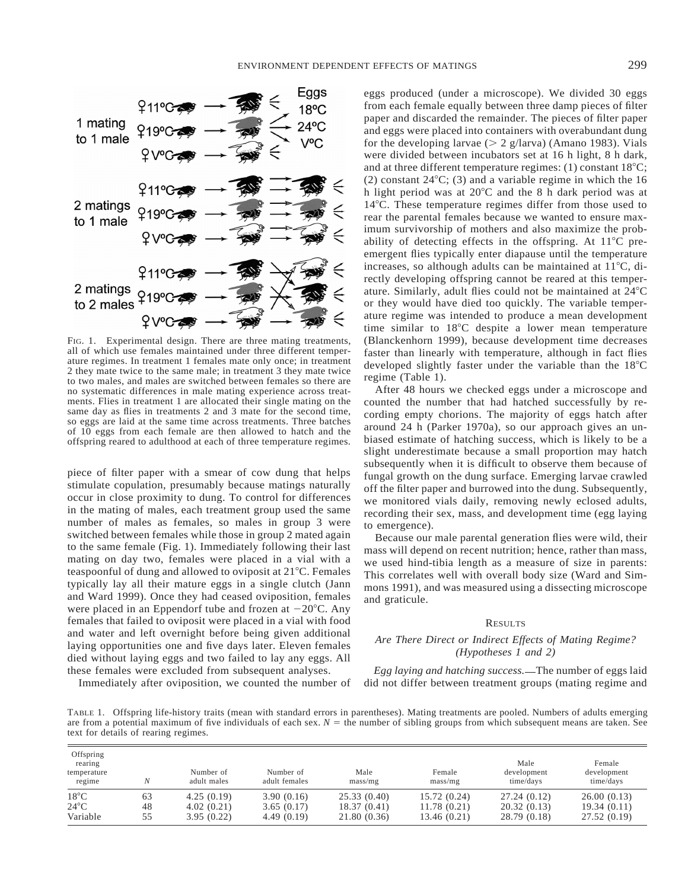FIG. 1. Experimental design. There are three mating treatments, all of which use females maintained under three different temperature regimes. In treatment 1 females mate only once; in treatment 2 they mate twice to the same male; in treatment 3 they mate twice to two males, and males are switched between females so there are no systematic differences in male mating experience across treatments. Flies in treatment 1 are allocated their single mating on the same day as flies in treatments 2 and 3 mate for the second time, so eggs are laid at the same time across treatments. Three batches of 10 eggs from each female are then allowed to hatch and the offspring reared to adulthood at each of three temperature regimes.

piece of filter paper with a smear of cow dung that helps stimulate copulation, presumably because matings naturally occur in close proximity to dung. To control for differences in the mating of males, each treatment group used the same number of males as females, so males in group 3 were switched between females while those in group 2 mated again to the same female (Fig. 1). Immediately following their last mating on day two, females were placed in a vial with a teaspoonful of dung and allowed to oviposit at 21°C. Females typically lay all their mature eggs in a single clutch (Jann and Ward 1999). Once they had ceased oviposition, females were placed in an Eppendorf tube and frozen at −20°C. Any females that failed to oviposit were placed in a vial with food and water and left overnight before being given additional laying opportunities one and five days later. Eleven females died without laying eggs and two failed to lay any eggs. All these females were excluded from subsequent analyses.

Immediately after oviposition, we counted the number of eggs produced (under a microscope). We divided 30 eggs from each female equally between three damp pieces of filter paper and discarded the remainder. The pieces of filter paper and eggs were placed into containers with overabundant dung for the developing larvae (> 2 g/larva) (Amano 1983). Vials were divided between incubators set at 16 h light, 8 h dark, and at three different temperature regimes: (1) constant 18°C; (2) constant 24°C; (3) and a variable regime in which the 16 h light period was at 20°C and the 8 h dark period was at 14°C. These temperature regimes differ from those used to rear the parental females because we wanted to ensure maximum survivorship of mothers and also maximize the probability of detecting effects in the offspring. At 11°C pre-emergent flies typically enter diapause until the temperature increases, so although adults can be maintained at 11°C, directly developing offspring cannot be reared at this temperature. Similarly, adult flies could not be maintained at 24°C or they would have died too quickly. The variable temperature regime was intended to produce a mean development time similar to 18°C despite a lower mean temperature (Blanckenhorn 1999), because development time decreases faster than linearly with temperature, although in fact flies developed slightly faster under the variable than the 18°C regime (Table 1).

After 48 hours we checked eggs under a microscope and counted the number that had hatched successfully by recording empty chorions. The majority of eggs hatch after around 24 h (Parker 1970a), so our approach gives an unbiased estimate of hatching success, which is likely to be a slight underestimate because a small proportion may hatch subsequently when it is difficult to observe them because of fungal growth on the dung surface. Emerging larvae crawled off the filter paper and burrowed into the dung. Subsequently, we monitored vials daily, removing newly eclosed adults, recording their sex, mass, and development time (egg laying to emergence).

Because our male parental generation flies were wild, their mass will depend on recent nutrition; hence, rather than mass, we used hind-tibia length as a measure of size in parents: This correlates well with overall body size (Ward and Simmons 1991), and was measured using a dissecting microscope and graticule.

## RESULTS

### *Are There Direct or Indirect Effects of Mating Regime? (Hypotheses 1 and 2)*

*Egg laying and hatching success.*—The number of eggs laid did not differ between treatment groups (mating regime and

TABLE 1. Offspring life-history traits (mean with standard errors in parentheses). Mating treatments are pooled. Numbers of adults emerging are from a potential maximum of five individuals of each sex. $N$ = the number of sibling groups from which subsequent means are taken. See text for details of rearing regimes.

| Offspring rearing temperature regime | $N$ | Number of adult males | Number of adult females | Male mass/mg | Female mass/mg | Male development time/days | Female development time/days |
|---|---|---|---|---|---|---|---|
| 18°C | 63 | 4.25 (0.19) | 3.90 (0.16) | 25.33 (0.40) | 15.72 (0.24) | 27.24 (0.12) | 26.00 (0.13) |
| 24°C | 48 | 4.02 (0.21) | 3.65 (0.17) | 18.37 (0.41) | 11.78 (0.21) | 20.32 (0.13) | 19.34 (0.11) |
| Variable | 55 | 3.95 (0.22) | 4.49 (0.19) | 21.80 (0.36) | 13.46 (0.21) | 28.79 (0.18) | 27.52 (0.19) |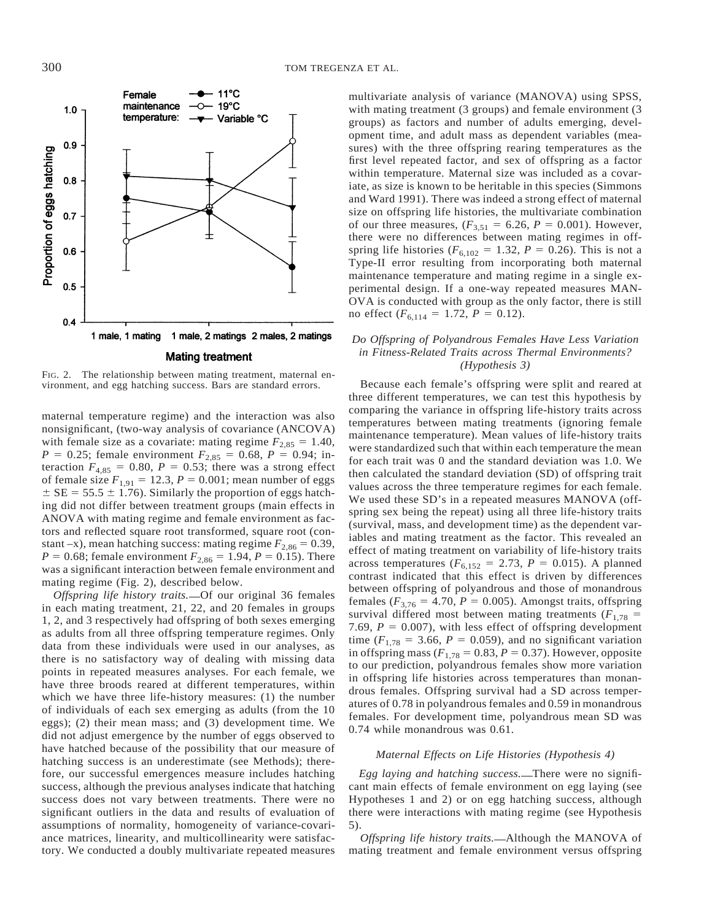FIG. 2. The relationship between mating treatment, maternal environment, and egg hatching success. Bars are standard errors.

maternal temperature regime) and the interaction was also nonsignificant, (two-way analysis of covariance (ANCOVA) with female size as a covariate: mating regime $F_{2,85} = 1.40$, $P = 0.25$; female environment $F_{2,85} = 0.68$, $P = 0.94$; interaction $F_{4,85} = 0.80$, $P = 0.53$; there was a strong effect of female size $F_{1,91} = 12.3$, $P = 0.001$; mean number of eggs $\pm$ SE = 55.5 $\pm$ 1.76). Similarly the proportion of eggs hatching did not differ between treatment groups (main effects in ANOVA with mating regime and female environment as factors and reflected square root transformed, square root (constant –x), mean hatching success: mating regime $F_{2,86} = 0.39$, $P = 0.68$; female environment $F_{2,86} = 1.94$, $P = 0.15$). There was a significant interaction between female environment and mating regime (Fig. 2), described below.

*Offspring life history traits.*—Of our original 36 females in each mating treatment, 21, 22, and 20 females in groups 1, 2, and 3 respectively had offspring of both sexes emerging as adults from all three offspring temperature regimes. Only data from these individuals were used in our analyses, as there is no satisfactory way of dealing with missing data points in repeated measures analyses. For each female, we have three broods reared at different temperatures, within which we have three life-history measures: (1) the number of individuals of each sex emerging as adults (from the 10 eggs); (2) their mean mass; and (3) development time. We did not adjust emergence by the number of eggs observed to have hatched because of the possibility that our measure of hatching success is an underestimate (see Methods); therefore, our successful emergences measure includes hatching success, although the previous analyses indicate that hatching success does not vary between treatments. There were no significant outliers in the data and results of evaluation of assumptions of normality, homogeneity of variance-covariance matrices, linearity, and multicollinearity were satisfactory. We conducted a doubly multivariate repeated measures multivariate analysis of variance (MANOVA) using SPSS, with mating treatment (3 groups) and female environment (3 groups) as factors and number of adults emerging, development time, and adult mass as dependent variables (measures) with the three offspring rearing temperatures as the first level repeated factor, and sex of offspring as a factor within temperature. Maternal size was included as a covariate, as size is known to be heritable in this species (Simmons and Ward 1991). There was indeed a strong effect of maternal size on offspring life histories, the multivariate combination of our three measures, ($F_{3,51} = 6.26$, $P = 0.001$). However, there were no differences between mating regimes in offspring life histories ($F_{6,102} = 1.32$, $P = 0.26$). This is not a Type-II error resulting from incorporating both maternal maintenance temperature and mating regime in a single experimental design. If a one-way repeated measures MANOVA is conducted with group as the only factor, there is still no effect ($F_{6,114} = 1.72$, $P = 0.12$).

### *Do Offspring of Polyandrous Females Have Less Variation in Fitness-Related Traits across Thermal Environments? (Hypothesis 3)*

Because each female's offspring were split and reared at three different temperatures, we can test this hypothesis by comparing the variance in offspring life-history traits across temperatures between mating treatments (ignoring female maintenance temperature). Mean values of life-history traits were standardized such that within each temperature the mean for each trait was 0 and the standard deviation was 1.0. We then calculated the standard deviation (SD) of offspring trait values across the three temperature regimes for each female. We used these SD's in a repeated measures MANOVA (offspring sex being the repeat) using all three life-history traits (survival, mass, and development time) as the dependent variables and mating treatment as the factor. This revealed an effect of mating treatment on variability of life-history traits across temperatures ($F_{6,152} = 2.73$, $P = 0.015$). A planned contrast indicated that this effect is driven by differences between offspring of polyandrous and those of monandrous females ($F_{3,76} = 4.70$, $P = 0.005$). Amongst traits, offspring survival differed most between mating treatments ($F_{1,78} = 7.69$, $P = 0.007$), with less effect of offspring development time ($F_{1,78} = 3.66$, $P = 0.059$), and no significant variation in offspring mass ($F_{1,78} = 0.83$, $P = 0.37$). However, opposite to our prediction, polyandrous females show more variation in offspring life histories across temperatures than monandrous females. Offspring survival had a SD across temperatures of 0.78 in polyandrous females and 0.59 in monandrous females. For development time, polyandrous mean SD was 0.74 while monandrous was 0.61.

### *Maternal Effects on Life Histories (Hypothesis 4)*

*Egg laying and hatching success.*—There were no significant main effects of female environment on egg laying (see Hypotheses 1 and 2) or on egg hatching success, although there were interactions with mating regime (see Hypothesis 5).

*Offspring life history traits.*—Although the MANOVA of mating treatment and female environment versus offspring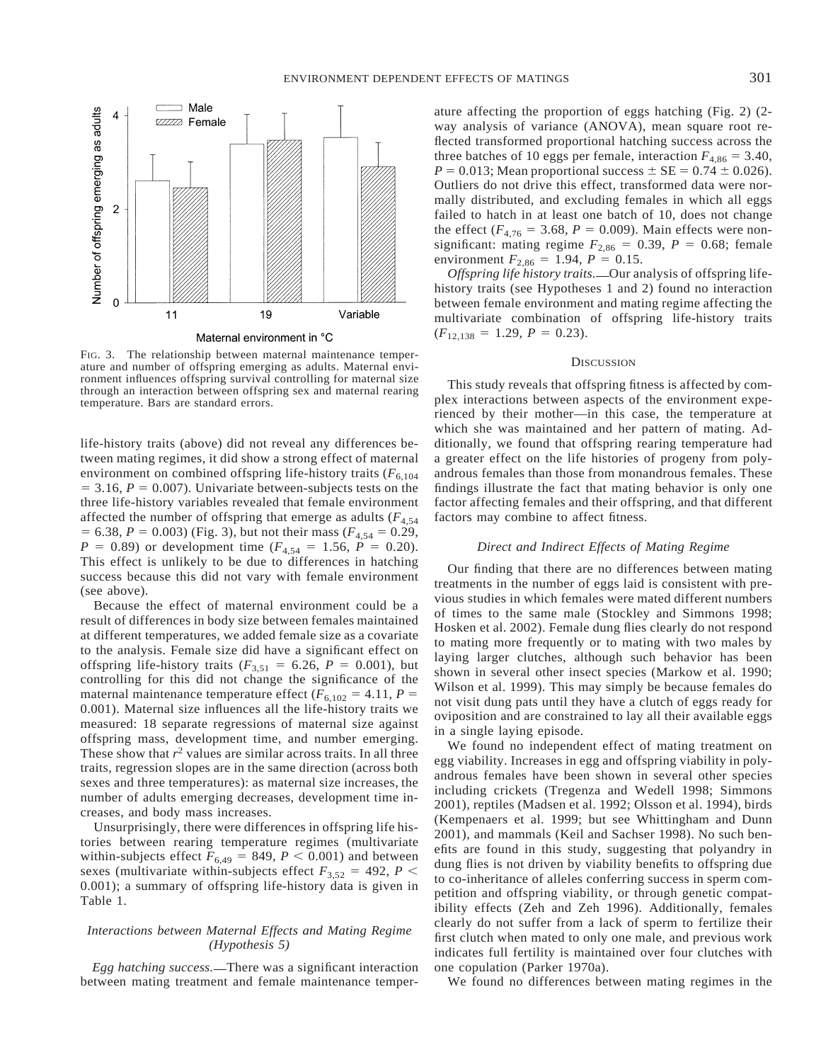FIG. 3. The relationship between maternal maintenance temperature and number of offspring emerging as adults. Maternal environment influences offspring survival controlling for maternal size through an interaction between offspring sex and maternal rearing temperature. Bars are standard errors.

life-history traits (above) did not reveal any differences between mating regimes, it did show a strong effect of maternal environment on combined offspring life-history traits ($F_{6,104} = 3.16$, $P = 0.007$). Univariate between-subjects tests on the three life-history variables revealed that female environment affected the number of offspring that emerge as adults ($F_{4,54} = 6.38$, $P = 0.003$) (Fig. 3), but not their mass ($F_{4,54} = 0.29$, $P = 0.89$) or development time ($F_{4,54} = 1.56$, $P = 0.20$). This effect is unlikely to be due to differences in hatching success because this did not vary with female environment (see above).

Because the effect of maternal environment could be a result of differences in body size between females maintained at different temperatures, we added female size as a covariate to the analysis. Female size did have a significant effect on offspring life-history traits ($F_{3,51} = 6.26$, $P = 0.001$), but controlling for this did not change the significance of the maternal maintenance temperature effect ($F_{6,102} = 4.11$, $P = 0.001$). Maternal size influences all the life-history traits we measured: 18 separate regressions of maternal size against offspring mass, development time, and number emerging. These show that $r^2$ values are similar across traits. In all three traits, regression slopes are in the same direction (across both sexes and three temperatures): as maternal size increases, the number of adults emerging decreases, development time increases, and body mass increases.

Unsurprisingly, there were differences in offspring life histories between rearing temperature regimes (multivariate within-subjects effect $F_{6,49} = 849$, $P < 0.001$) and between sexes (multivariate within-subjects effect $F_{3,52} = 492$, $P < 0.001$); a summary of offspring life-history data is given in Table 1.

### *Interactions between Maternal Effects and Mating Regime (Hypothesis 5)*

*Egg hatching success.*—There was a significant interaction between mating treatment and female maintenance temperature affecting the proportion of eggs hatching (Fig. 2) (2-way analysis of variance (ANOVA), mean square root reflected transformed proportional hatching success across the three batches of 10 eggs per female, interaction $F_{4,86} = 3.40$, $P = 0.013$; Mean proportional success $\pm$ SE = $0.74 \pm 0.026$). Outliers do not drive this effect, transformed data were normally distributed, and excluding females in which all eggs failed to hatch in at least one batch of 10, does not change the effect ($F_{4,76} = 3.68$, $P = 0.009$). Main effects were nonsignificant: mating regime $F_{2,86} = 0.39$, $P = 0.68$; female environment $F_{2,86} = 1.94$, $P = 0.15$.

*Offspring life history traits.*—Our analysis of offspring life-history traits (see Hypotheses 1 and 2) found no interaction between female environment and mating regime affecting the multivariate combination of offspring life-history traits ($F_{12,138} = 1.29$, $P = 0.23$).

## DISCUSSION

This study reveals that offspring fitness is affected by complex interactions between aspects of the environment experienced by their mother—in this case, the temperature at which she was maintained and her pattern of mating. Additionally, we found that offspring rearing temperature had a greater effect on the life histories of progeny from polyandrous females than those from monandrous females. These findings illustrate the fact that mating behavior is only one factor affecting females and their offspring, and that different factors may combine to affect fitness.

### *Direct and Indirect Effects of Mating Regime*

Our finding that there are no differences between mating treatments in the number of eggs laid is consistent with previous studies in which females were mated different numbers of times to the same male (Stockley and Simmons 1998; Hosken et al. 2002). Female dung flies clearly do not respond to mating more frequently or to mating with two males by laying larger clutches, although such behavior has been shown in several other insect species (Markow et al. 1990; Wilson et al. 1999). This may simply be because females do not visit dung pats until they have a clutch of eggs ready for oviposition and are constrained to lay all their available eggs in a single laying episode.

We found no independent effect of mating treatment on egg viability. Increases in egg and offspring viability in polyandrous females have been shown in several other species including crickets (Tregenza and Wedell 1998; Simmons 2001), reptiles (Madsen et al. 1992; Olsson et al. 1994), birds (Kempenaers et al. 1999; but see Whittingham and Dunn 2001), and mammals (Keil and Sachser 1998). No such benefits are found in this study, suggesting that polyandry in dung flies is not driven by viability benefits to offspring due to co-inheritance of alleles conferring success in sperm competition and offspring viability, or through genetic compatibility effects (Zeh and Zeh 1996). Additionally, females clearly do not suffer from a lack of sperm to fertilize their first clutch when mated to only one male, and previous work indicates full fertility is maintained over four clutches with one copulation (Parker 1970a).

We found no differences between mating regimes in the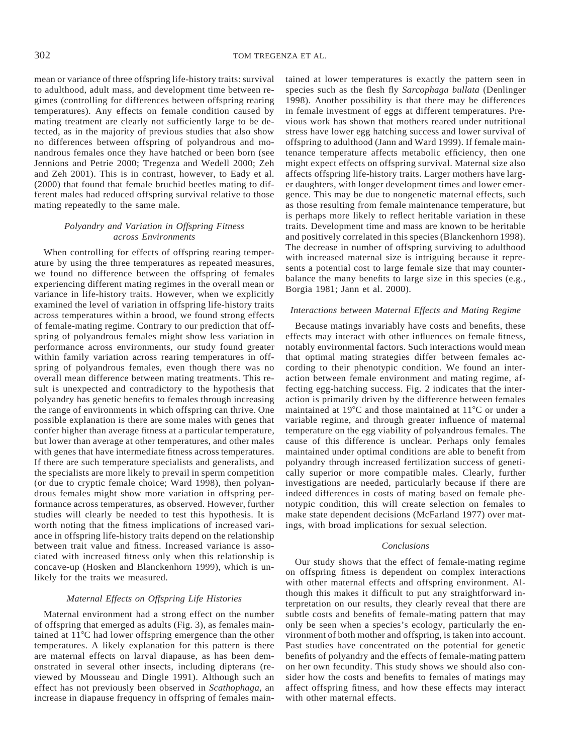mean or variance of three offspring life-history traits: survival to adulthood, adult mass, and development time between regimes (controlling for differences between offspring rearing temperatures). Any effects on female condition caused by mating treatment are clearly not sufficiently large to be detected, as in the majority of previous studies that also show no differences between offspring of polyandrous and monandrous females once they have hatched or been born (see Jennions and Petrie 2000; Tregenza and Wedell 2000; Zeh and Zeh 2001). This is in contrast, however, to Eady et al. (2000) that found that female bruchid beetles mating to different males had reduced offspring survival relative to those mating repeatedly to the same male.

### *Polyandry and Variation in Offspring Fitness across Environments*

When controlling for effects of offspring rearing temperature by using the three temperatures as repeated measures, we found no difference between the offspring of females experiencing different mating regimes in the overall mean or variance in life-history traits. However, when we explicitly examined the level of variation in offspring life-history traits across temperatures within a brood, we found strong effects of female-mating regime. Contrary to our prediction that offspring of polyandrous females might show less variation in performance across environments, our study found greater within family variation across rearing temperatures in offspring of polyandrous females, even though there was no overall mean difference between mating treatments. This result is unexpected and contradictory to the hypothesis that polyandry has genetic benefits to females through increasing the range of environments in which offspring can thrive. One possible explanation is there are some males with genes that confer higher than average fitness at a particular temperature, but lower than average at other temperatures, and other males with genes that have intermediate fitness across temperatures. If there are such temperature specialists and generalists, and the specialists are more likely to prevail in sperm competition (or due to cryptic female choice; Ward 1998), then polyandrous females might show more variation in offspring performance across temperatures, as observed. However, further studies will clearly be needed to test this hypothesis. It is worth noting that the fitness implications of increased variance in offspring life-history traits depend on the relationship between trait value and fitness. Increased variance is associated with increased fitness only when this relationship is concave-up (Hosken and Blanckenhorn 1999), which is unlikely for the traits we measured.

### *Maternal Effects on Offspring Life Histories*

Maternal environment had a strong effect on the number of offspring that emerged as adults (Fig. 3), as females maintained at 11°C had lower offspring emergence than the other temperatures. A likely explanation for this pattern is there are maternal effects on larval diapause, as has been demonstrated in several other insects, including dipterans (reviewed by Mousseau and Dingle 1991). Although such an effect has not previously been observed in *Scathophaga,* an increase in diapause frequency in offspring of females maintained at lower temperatures is exactly the pattern seen in species such as the flesh fly *Sarcophaga bullata* (Denlinger 1998). Another possibility is that there may be differences in female investment of eggs at different temperatures. Previous work has shown that mothers reared under nutritional stress have lower egg hatching success and lower survival of offspring to adulthood (Jann and Ward 1999). If female maintenance temperature affects metabolic efficiency, then one might expect effects on offspring survival. Maternal size also affects offspring life-history traits. Larger mothers have larger daughters, with longer development times and lower emergence. This may be due to nongenetic maternal effects, such as those resulting from female maintenance temperature, but is perhaps more likely to reflect heritable variation in these traits. Development time and mass are known to be heritable and positively correlated in this species (Blanckenhorn 1998). The decrease in number of offspring surviving to adulthood with increased maternal size is intriguing because it represents a potential cost to large female size that may counterbalance the many benefits to large size in this species (e.g., Borgia 1981; Jann et al. 2000).

### *Interactions between Maternal Effects and Mating Regime*

Because matings invariably have costs and benefits, these effects may interact with other influences on female fitness, notably environmental factors. Such interactions would mean that optimal mating strategies differ between females according to their phenotypic condition. We found an interaction between female environment and mating regime, affecting egg-hatching success. Fig. 2 indicates that the interaction is primarily driven by the difference between females maintained at 19°C and those maintained at 11°C or under a variable regime, and through greater influence of maternal temperature on the egg viability of polyandrous females. The cause of this difference is unclear. Perhaps only females maintained under optimal conditions are able to benefit from polyandry through increased fertilization success of genetically superior or more compatible males. Clearly, further investigations are needed, particularly because if there are indeed differences in costs of mating based on female phenotypic condition, this will create selection on females to make state dependent decisions (McFarland 1977) over matings, with broad implications for sexual selection.

### *Conclusions*

Our study shows that the effect of female-mating regime on offspring fitness is dependent on complex interactions with other maternal effects and offspring environment. Although this makes it difficult to put any straightforward interpretation on our results, they clearly reveal that there are subtle costs and benefits of female-mating pattern that may only be seen when a species's ecology, particularly the environment of both mother and offspring, is taken into account. Past studies have concentrated on the potential for genetic benefits of polyandry and the effects of female-mating pattern on her own fecundity. This study shows we should also consider how the costs and benefits to females of matings may affect offspring fitness, and how these effects may interact with other maternal effects.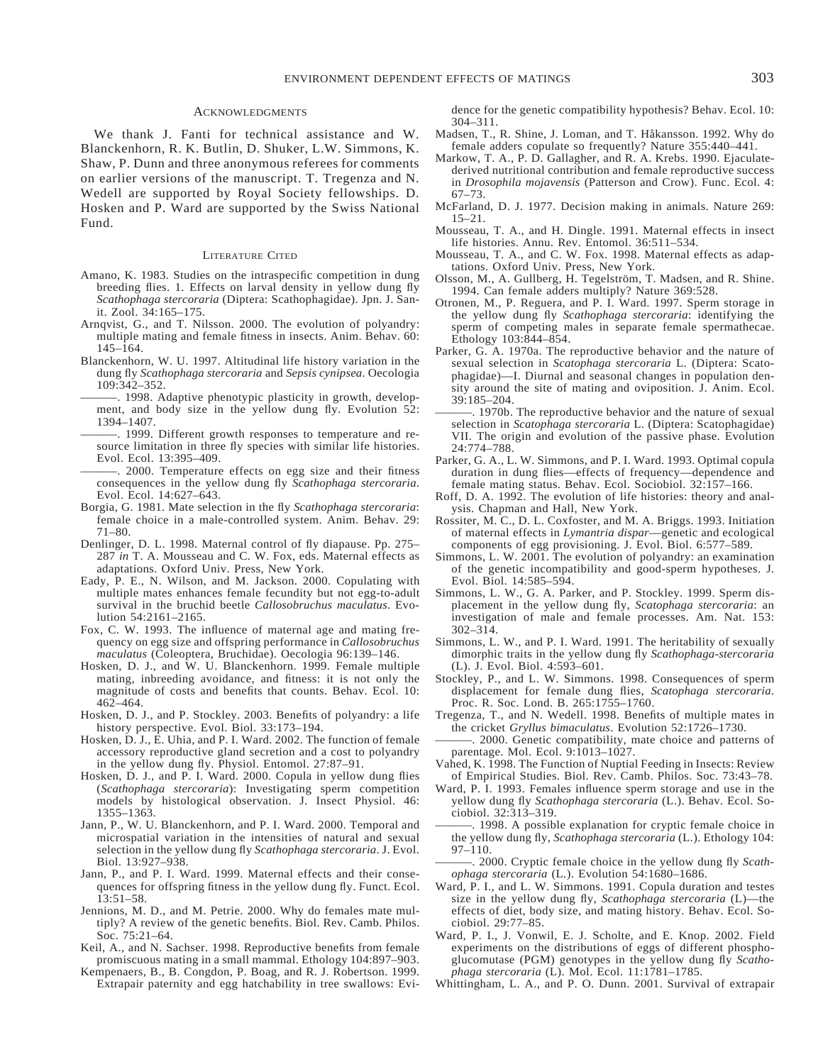## Acknowledgments

We thank J. Fanti for technical assistance and W. Blanckenhorn, R. K. Butlin, D. Shuker, L.W. Simmons, K. Shaw, P. Dunn and three anonymous referees for comments on earlier versions of the manuscript. T. Tregenza and N. Wedell are supported by Royal Society fellowships. D. Hosken and P. Ward are supported by the Swiss National Fund.

## Literature Cited

Amano, K. 1983. Studies on the intraspecific competition in dung breeding flies. 1. Effects on larval density in yellow dung fly *Scathophaga stercoraria* (Diptera: Scathophagidae). Jpn. J. Sanit. Zool. 34:165–175.

Arnqvist, G., and T. Nilsson. 2000. The evolution of polyandry: multiple mating and female fitness in insects. Anim. Behav. 60: 145–164.

Blanckenhorn, W. U. 1997. Altitudinal life history variation in the dung fly *Scathophaga stercoraria* and *Sepsis cynipsea*. Oecologia 109:342–352.

———. 1998. Adaptive phenotypic plasticity in growth, development, and body size in the yellow dung fly. Evolution 52: 1394–1407.

———. 1999. Different growth responses to temperature and resource limitation in three fly species with similar life histories. Evol. Ecol. 13:395–409.

———. 2000. Temperature effects on egg size and their fitness consequences in the yellow dung fly *Scathophaga stercoraria*. Evol. Ecol. 14:627–643.

Borgia, G. 1981. Mate selection in the fly *Scathophaga stercoraria*: female choice in a male-controlled system. Anim. Behav. 29: 71–80.

Denlinger, D. L. 1998. Maternal control of fly diapause. Pp. 275–287 *in* T. A. Mousseau and C. W. Fox, eds. Maternal effects as adaptations. Oxford Univ. Press, New York.

Eady, P. E., N. Wilson, and M. Jackson. 2000. Copulating with multiple mates enhances female fecundity but not egg-to-adult survival in the bruchid beetle *Callosobruchus maculatus*. Evolution 54:2161–2165.

Fox, C. W. 1993. The influence of maternal age and mating frequency on egg size and offspring performance in *Callosobruchus maculatus* (Coleoptera, Bruchidae). Oecologia 96:139–146.

Hosken, D. J., and W. U. Blanckenhorn. 1999. Female multiple mating, inbreeding avoidance, and fitness: it is not only the magnitude of costs and benefits that counts. Behav. Ecol. 10: 462–464.

Hosken, D. J., and P. Stockley. 2003. Benefits of polyandry: a life history perspective. Evol. Biol. 33:173–194.

Hosken, D. J., E. Uhia, and P. I. Ward. 2002. The function of female accessory reproductive gland secretion and a cost to polyandry in the yellow dung fly. Physiol. Entomol. 27:87–91.

Hosken, D. J., and P. I. Ward. 2000. Copula in yellow dung flies (*Scathophaga stercoraria*): Investigating sperm competition models by histological observation. J. Insect Physiol. 46: 1355–1363.

Jann, P., W. U. Blanckenhorn, and P. I. Ward. 2000. Temporal and microspatial variation in the intensities of natural and sexual selection in the yellow dung fly *Scathophaga stercoraria*. J. Evol. Biol. 13:927–938.

Jann, P., and P. I. Ward. 1999. Maternal effects and their consequences for offspring fitness in the yellow dung fly. Funct. Ecol. 13:51–58.

Jennions, M. D., and M. Petrie. 2000. Why do females mate multiply? A review of the genetic benefits. Biol. Rev. Camb. Philos. Soc. 75:21–64.

Keil, A., and N. Sachser. 1998. Reproductive benefits from female promiscuous mating in a small mammal. Ethology 104:897–903.

Kempenaers, B., B. Congdon, P. Boag, and R. J. Robertson. 1999. Extrapair paternity and egg hatchability in tree swallows: Evidence for the genetic compatibility hypothesis? Behav. Ecol. 10: 304–311.

Madsen, T., R. Shine, J. Loman, and T. Håkansson. 1992. Why do female adders copulate so frequently? Nature 355:440–441.

Markow, T. A., P. D. Gallagher, and R. A. Krebs. 1990. Ejaculate-derived nutritional contribution and female reproductive success in *Drosophila mojavensis* (Patterson and Crow). Func. Ecol. 4: 67–73.

McFarland, D. J. 1977. Decision making in animals. Nature 269: 15–21.

Mousseau, T. A., and H. Dingle. 1991. Maternal effects in insect life histories. Annu. Rev. Entomol. 36:511–534.

Mousseau, T. A., and C. W. Fox. 1998. Maternal effects as adaptations. Oxford Univ. Press, New York.

Olsson, M., A. Gullberg, H. Tegelström, T. Madsen, and R. Shine. 1994. Can female adders multiply? Nature 369:528.

Otronen, M., P. Reguera, and P. I. Ward. 1997. Sperm storage in the yellow dung fly *Scathophaga stercoraria*: identifying the sperm of competing males in separate female spermathecae. Ethology 103:844–854.

Parker, G. A. 1970a. The reproductive behavior and the nature of sexual selection in *Scatophaga stercoraria* L. (Diptera: Scatophagidae)—I. Diurnal and seasonal changes in population density around the site of mating and oviposition. J. Anim. Ecol. 39:185–204.

———. 1970b. The reproductive behavior and the nature of sexual selection in *Scatophaga stercoraria* L. (Diptera: Scatophagidae) VII. The origin and evolution of the passive phase. Evolution 24:774–788.

Parker, G. A., L. W. Simmons, and P. I. Ward. 1993. Optimal copula duration in dung flies—effects of frequency—dependence and female mating status. Behav. Ecol. Sociobiol. 32:157–166.

Roff, D. A. 1992. The evolution of life histories: theory and analysis. Chapman and Hall, New York.

Rossiter, M. C., D. L. Coxfoster, and M. A. Briggs. 1993. Initiation of maternal effects in *Lymantria dispar*—genetic and ecological components of egg provisioning. J. Evol. Biol. 6:577–589.

Simmons, L. W. 2001. The evolution of polyandry: an examination of the genetic incompatibility and good-sperm hypotheses. J. Evol. Biol. 14:585–594.

Simmons, L. W., G. A. Parker, and P. Stockley. 1999. Sperm displacement in the yellow dung fly, *Scatophaga stercoraria*: an investigation of male and female processes. Am. Nat. 153: 302–314.

Simmons, L. W., and P. I. Ward. 1991. The heritability of sexually dimorphic traits in the yellow dung fly *Scathophaga-stercoraria* (L). J. Evol. Biol. 4:593–601.

Stockley, P., and L. W. Simmons. 1998. Consequences of sperm displacement for female dung flies, *Scatophaga stercoraria*. Proc. R. Soc. Lond. B. 265:1755–1760.

Tregenza, T., and N. Wedell. 1998. Benefits of multiple mates in the cricket *Gryllus bimaculatus*. Evolution 52:1726–1730.

———. 2000. Genetic compatibility, mate choice and patterns of parentage. Mol. Ecol. 9:1013–1027.

Vahed, K. 1998. The Function of Nuptial Feeding in Insects: Review of Empirical Studies. Biol. Rev. Camb. Philos. Soc. 73:43–78.

Ward, P. I. 1993. Females influence sperm storage and use in the yellow dung fly *Scathophaga stercoraria* (L.). Behav. Ecol. Sociobiol. 32:313–319.

———. 1998. A possible explanation for cryptic female choice in the yellow dung fly, *Scathophaga stercoraria* (L.). Ethology 104: 97–110.

———. 2000. Cryptic female choice in the yellow dung fly *Scathophaga stercoraria* (L.). Evolution 54:1680–1686.

Ward, P. I., and L. W. Simmons. 1991. Copula duration and testes size in the yellow dung fly, *Scathophaga stercoraria* (L)—the effects of diet, body size, and mating history. Behav. Ecol. Sociobiol. 29:77–85.

Ward, P. I., J. Vonwil, E. J. Scholte, and E. Knop. 2002. Field experiments on the distributions of eggs of different phosphoglucomutase (PGM) genotypes in the yellow dung fly *Scathophaga stercoraria* (L). Mol. Ecol. 11:1781–1785.

Whittingham, L. A., and P. O. Dunn. 2001. Survival of extrapair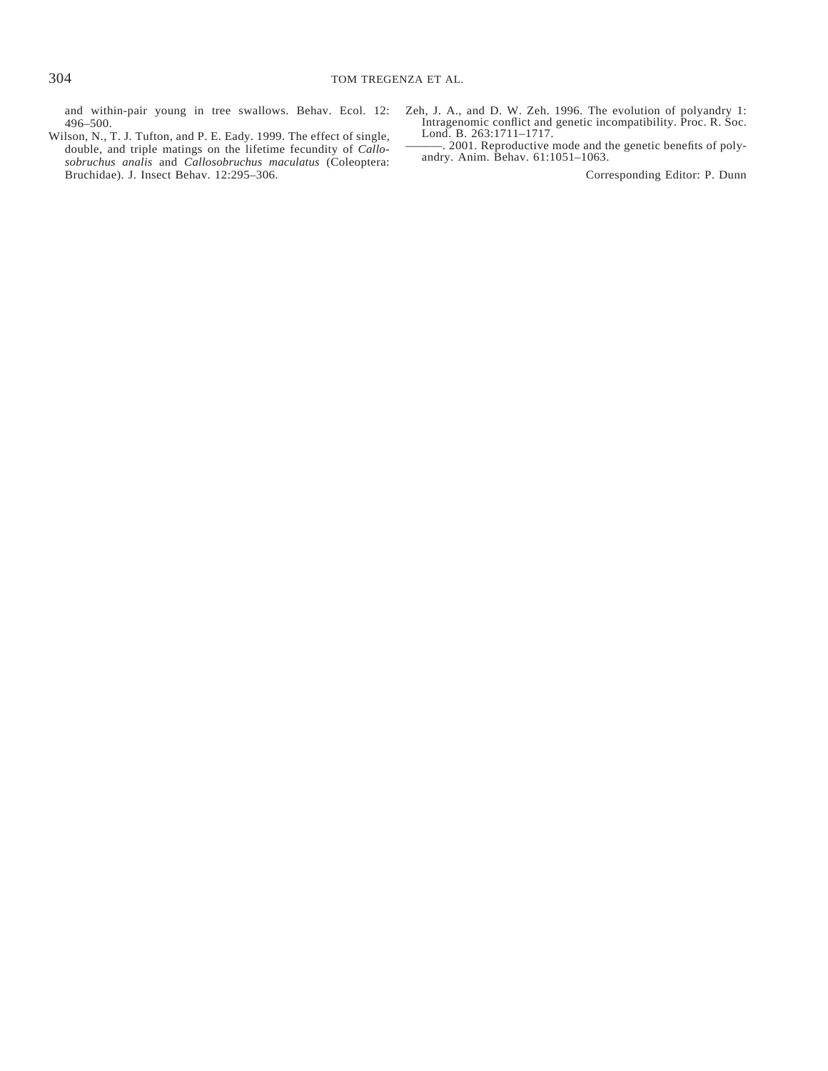and within-pair young in tree swallows. Behav. Ecol. 12: 496–500.

Wilson, N., T. J. Tufton, and P. E. Eady. 1999. The effect of single, double, and triple matings on the lifetime fecundity of *Callosobruchus analis* and *Callosobruchus maculatus* (Coleoptera: Bruchidae). J. Insect Behav. 12:295–306.

Zeh, J. A., and D. W. Zeh. 1996. The evolution of polyandry 1: Intragenomic conflict and genetic incompatibility. Proc. R. Soc. Lond. B. 263:1711–1717.

———. 2001. Reproductive mode and the genetic benefits of polyandry. Anim. Behav. 61:1051–1063.

Corresponding Editor: P. Dunn